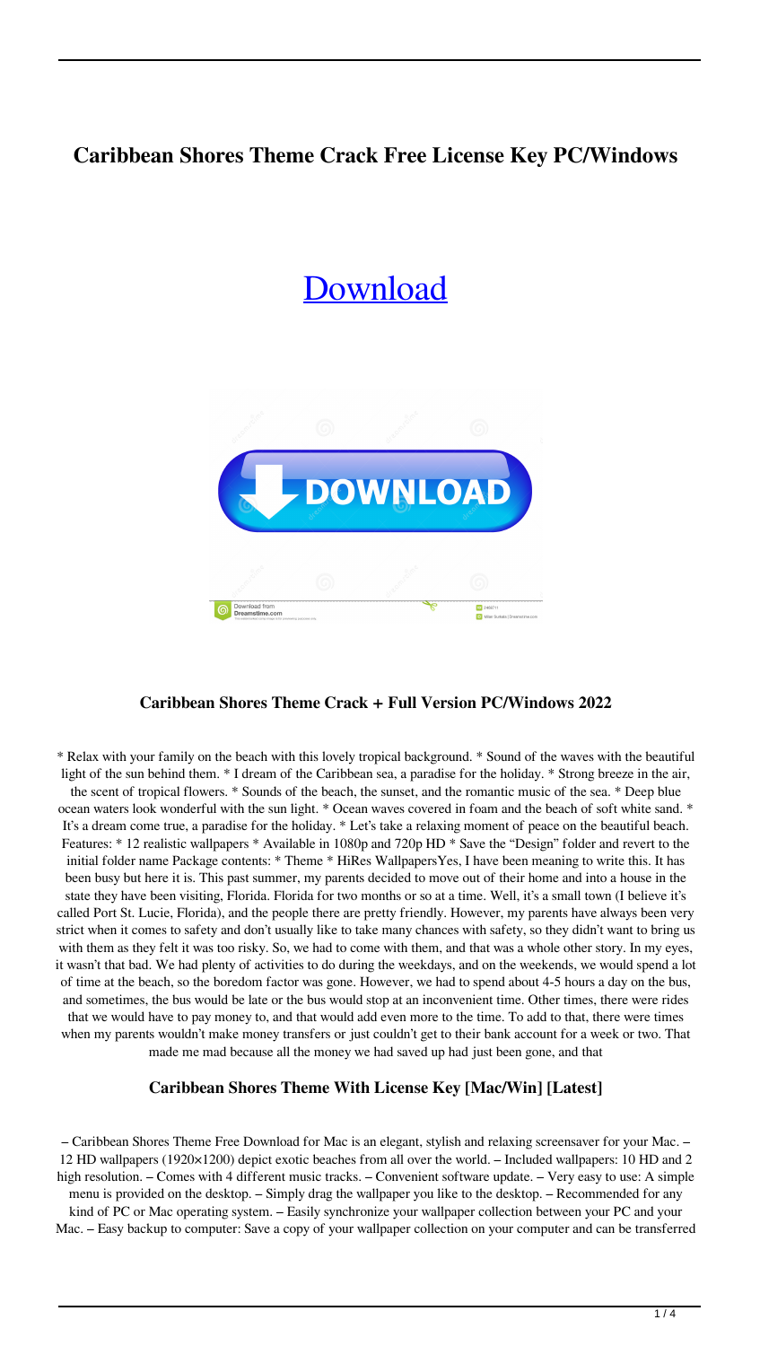# Caribbean Shores Theme Crack Free License Key PC/Windows

Download

### Caribbean Shores Theme Crack + Full Version PC/Windows 2022

* Relax with your family on the beach with this lovely tropical background. * Sound of the waves with the beautiful light of the sun behind them. * I dream of the Caribbean sea, a paradise for the holiday. * Strong breeze in the air, the scent of tropical flowers. * Sounds of the beach, the sunset, and the romantic music of the sea. * Deep blue ocean waters look wonderful with the sun light. * Ocean waves covered in foam and the beach of soft white sand. * It's a dream come true, a paradise for the holiday. * Let's take a relaxing moment of peace on the beautiful beach. Features: * 12 realistic wallpapers * Available in 1080p and 720p HD * Save the "Design" folder and revert to the initial folder name Package contents: * Theme * HiRes WallpapersYes, I have been meaning to write this. It has been busy but here it is. This past summer, my parents decided to move out of their home and into a house in the state they have been visiting, Florida. Florida for two months or so at a time. Well, it's a small town (I believe it's called Port St. Lucie, Florida), and the people there are pretty friendly. However, my parents have always been very strict when it comes to safety and don't usually like to take many chances with safety, so they didn't want to bring us with them as they felt it was too risky. So, we had to come with them, and that was a whole other story. In my eyes, it wasn't that bad. We had plenty of activities to do during the weekdays, and on the weekends, we would spend a lot of time at the beach, so the boredom factor was gone. However, we had to spend about 4-5 hours a day on the bus, and sometimes, the bus would be late or the bus would stop at an inconvenient time. Other times, there were rides that we would have to pay money to, and that would add even more to the time. To add to that, there were times when my parents wouldn't make money transfers or just couldn't get to their bank account for a week or two. That made me mad because all the money we had saved up had just been gone, and that

### Caribbean Shores Theme With License Key [Mac/Win] [Latest]

– Caribbean Shores Theme Free Download for Mac is an elegant, stylish and relaxing screensaver for your Mac. – 12 HD wallpapers (1920×1200) depict exotic beaches from all over the world. – Included wallpapers: 10 HD and 2 high resolution. – Comes with 4 different music tracks. – Convenient software update. – Very easy to use: A simple menu is provided on the desktop. – Simply drag the wallpaper you like to the desktop. – Recommended for any kind of PC or Mac operating system. – Easily synchronize your wallpaper collection between your PC and your Mac. – Easy backup to computer: Save a copy of your wallpaper collection on your computer and can be transferred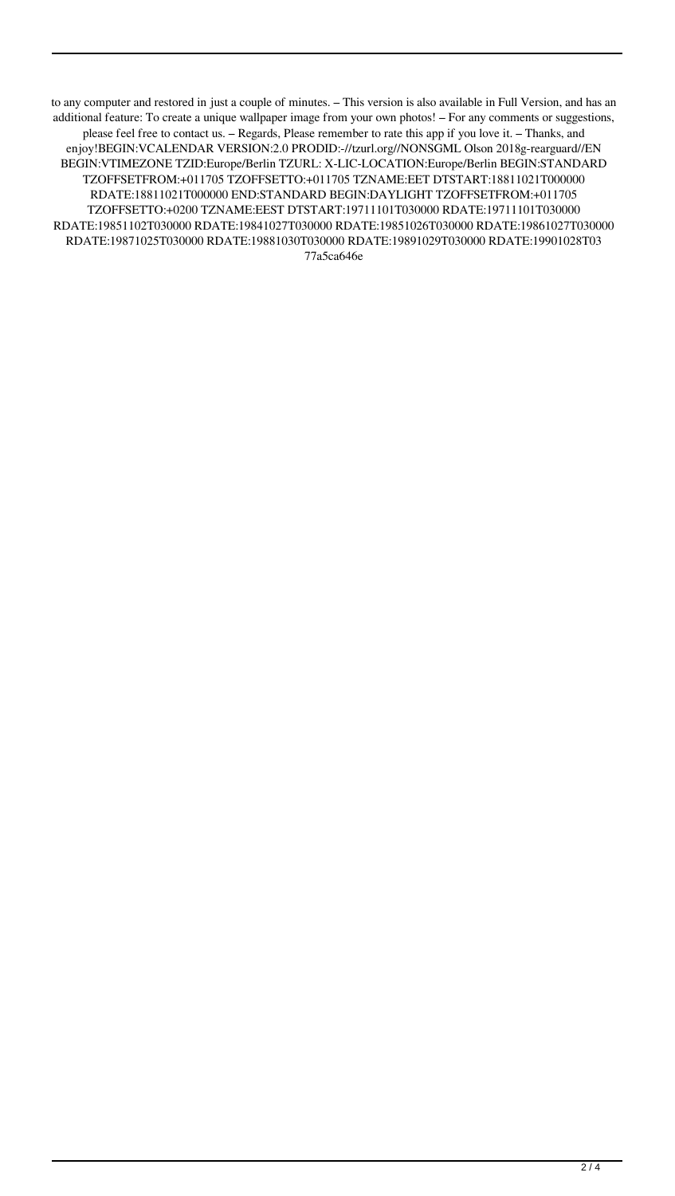to any computer and restored in just a couple of minutes. – This version is also available in Full Version, and has an additional feature: To create a unique wallpaper image from your own photos! – For any comments or suggestions, please feel free to contact us. – Regards, Please remember to rate this app if you love it. – Thanks, and enjoy!BEGIN:VCALENDAR VERSION:2.0 PRODID:-//tzurl.org//NONSGML Olson 2018g-rearguard//EN BEGIN:VTIMEZONE TZID:Europe/Berlin TZURL: X-LIC-LOCATION:Europe/Berlin BEGIN:STANDARD TZOFFSETFROM:+011705 TZOFFSETTO:+011705 TZNAME:EET DTSTART:18811021T000000 RDATE:18811021T000000 END:STANDARD BEGIN:DAYLIGHT TZOFFSETFROM:+011705 TZOFFSETTO:+0200 TZNAME:EEST DTSTART:19711101T030000 RDATE:19711101T030000 RDATE:19851102T030000 RDATE:19841027T030000 RDATE:19851026T030000 RDATE:19861027T030000 RDATE:19871025T030000 RDATE:19881030T030000 RDATE:19891029T030000 RDATE:19901028T03 77a5ca646e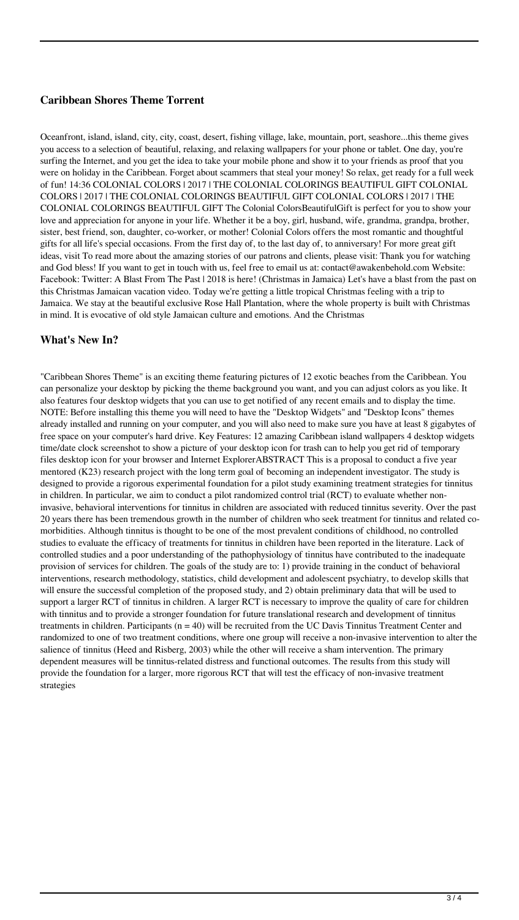### Caribbean Shores Theme Torrent

Oceanfront, island, island, city, city, coast, desert, fishing village, lake, mountain, port, seashore...this theme gives you access to a selection of beautiful, relaxing, and relaxing wallpapers for your phone or tablet. One day, you're surfing the Internet, and you get the idea to take your mobile phone and show it to your friends as proof that you were on holiday in the Caribbean. Forget about scammers that steal your money! So relax, get ready for a full week of fun! 14:36 COLONIAL COLORS | 2017 | THE COLONIAL COLORINGS BEAUTIFUL GIFT COLONIAL COLORS | 2017 | THE COLONIAL COLORINGS BEAUTIFUL GIFT COLONIAL COLORS | 2017 | THE COLONIAL COLORINGS BEAUTIFUL GIFT The Colonial ColorsBeautifulGift is perfect for you to show your love and appreciation for anyone in your life. Whether it be a boy, girl, husband, wife, grandma, grandpa, brother, sister, best friend, son, daughter, co-worker, or mother! Colonial Colors offers the most romantic and thoughtful gifts for all life's special occasions. From the first day of, to the last day of, to anniversary! For more great gift ideas, visit To read more about the amazing stories of our patrons and clients, please visit: Thank you for watching and God bless! If you want to get in touch with us, feel free to email us at: contact@awakenbehold.com Website: Facebook: Twitter: A Blast From The Past | 2018 is here! (Christmas in Jamaica) Let's have a blast from the past on this Christmas Jamaican vacation video. Today we're getting a little tropical Christmas feeling with a trip to Jamaica. We stay at the beautiful exclusive Rose Hall Plantation, where the whole property is built with Christmas in mind. It is evocative of old style Jamaican culture and emotions. And the Christmas

### What's New In?

"Caribbean Shores Theme" is an exciting theme featuring pictures of 12 exotic beaches from the Caribbean. You can personalize your desktop by picking the theme background you want, and you can adjust colors as you like. It also features four desktop widgets that you can use to get notified of any recent emails and to display the time. NOTE: Before installing this theme you will need to have the "Desktop Widgets" and "Desktop Icons" themes already installed and running on your computer, and you will also need to make sure you have at least 8 gigabytes of free space on your computer's hard drive. Key Features: 12 amazing Caribbean island wallpapers 4 desktop widgets time/date clock screenshot to show a picture of your desktop icon for trash can to help you get rid of temporary files desktop icon for your browser and Internet ExplorerABSTRACT This is a proposal to conduct a five year mentored (K23) research project with the long term goal of becoming an independent investigator. The study is designed to provide a rigorous experimental foundation for a pilot study examining treatment strategies for tinnitus in children. In particular, we aim to conduct a pilot randomized control trial (RCT) to evaluate whether non-invasive, behavioral interventions for tinnitus in children are associated with reduced tinnitus severity. Over the past 20 years there has been tremendous growth in the number of children who seek treatment for tinnitus and related co-morbidities. Although tinnitus is thought to be one of the most prevalent conditions of childhood, no controlled studies to evaluate the efficacy of treatments for tinnitus in children have been reported in the literature. Lack of controlled studies and a poor understanding of the pathophysiology of tinnitus have contributed to the inadequate provision of services for children. The goals of the study are to: 1) provide training in the conduct of behavioral interventions, research methodology, statistics, child development and adolescent psychiatry, to develop skills that will ensure the successful completion of the proposed study, and 2) obtain preliminary data that will be used to support a larger RCT of tinnitus in children. A larger RCT is necessary to improve the quality of care for children with tinnitus and to provide a stronger foundation for future translational research and development of tinnitus treatments in children. Participants (n = 40) will be recruited from the UC Davis Tinnitus Treatment Center and randomized to one of two treatment conditions, where one group will receive a non-invasive intervention to alter the salience of tinnitus (Heed and Risberg, 2003) while the other will receive a sham intervention. The primary dependent measures will be tinnitus-related distress and functional outcomes. The results from this study will provide the foundation for a larger, more rigorous RCT that will test the efficacy of non-invasive treatment strategies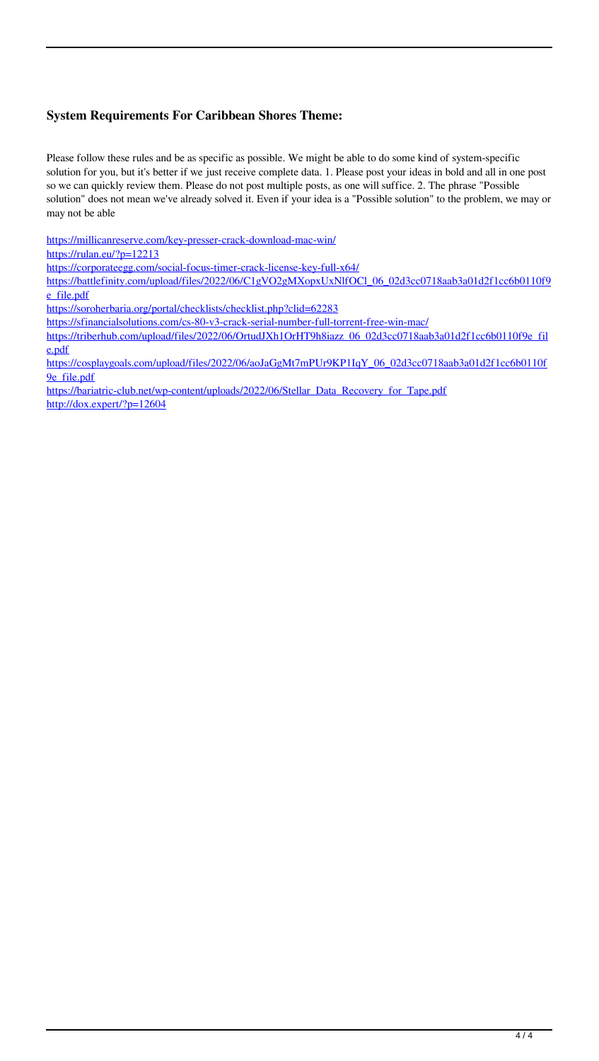### System Requirements For Caribbean Shores Theme:

Please follow these rules and be as specific as possible. We might be able to do some kind of system-specific solution for you, but it's better if we just receive complete data. 1. Please post your ideas in bold and all in one post so we can quickly review them. Please do not post multiple posts, as one will suffice. 2. The phrase "Possible solution" does not mean we've already solved it. Even if your idea is a "Possible solution" to the problem, we may or may not be able

https://millicanreserve.com/key-presser-crack-download-mac-win/
https://rulan.eu/?p=12213
https://corporateegg.com/social-focus-timer-crack-license-key-full-x64/
https://battlefinity.com/upload/files/2022/06/C1gVO2gMXopxUxNlfOCl_06_02d3cc0718aab3a01d2f1cc6b0110f9e_file.pdf
https://soroherbaria.org/portal/checklists/checklist.php?clid=62283
https://sfinancialsolutions.com/cs-80-v3-crack-serial-number-full-torrent-free-win-mac/
https://triberhub.com/upload/files/2022/06/OrtudJXh1OrHT9h8iazz_06_02d3cc0718aab3a01d2f1cc6b0110f9e_file.pdf
https://cosplaygoals.com/upload/files/2022/06/aoJaGgMt7mPUr9KP1IqY_06_02d3cc0718aab3a01d2f1cc6b0110f9e_file.pdf
https://bariatric-club.net/wp-content/uploads/2022/06/Stellar_Data_Recovery_for_Tape.pdf
http://dox.expert/?p=12604